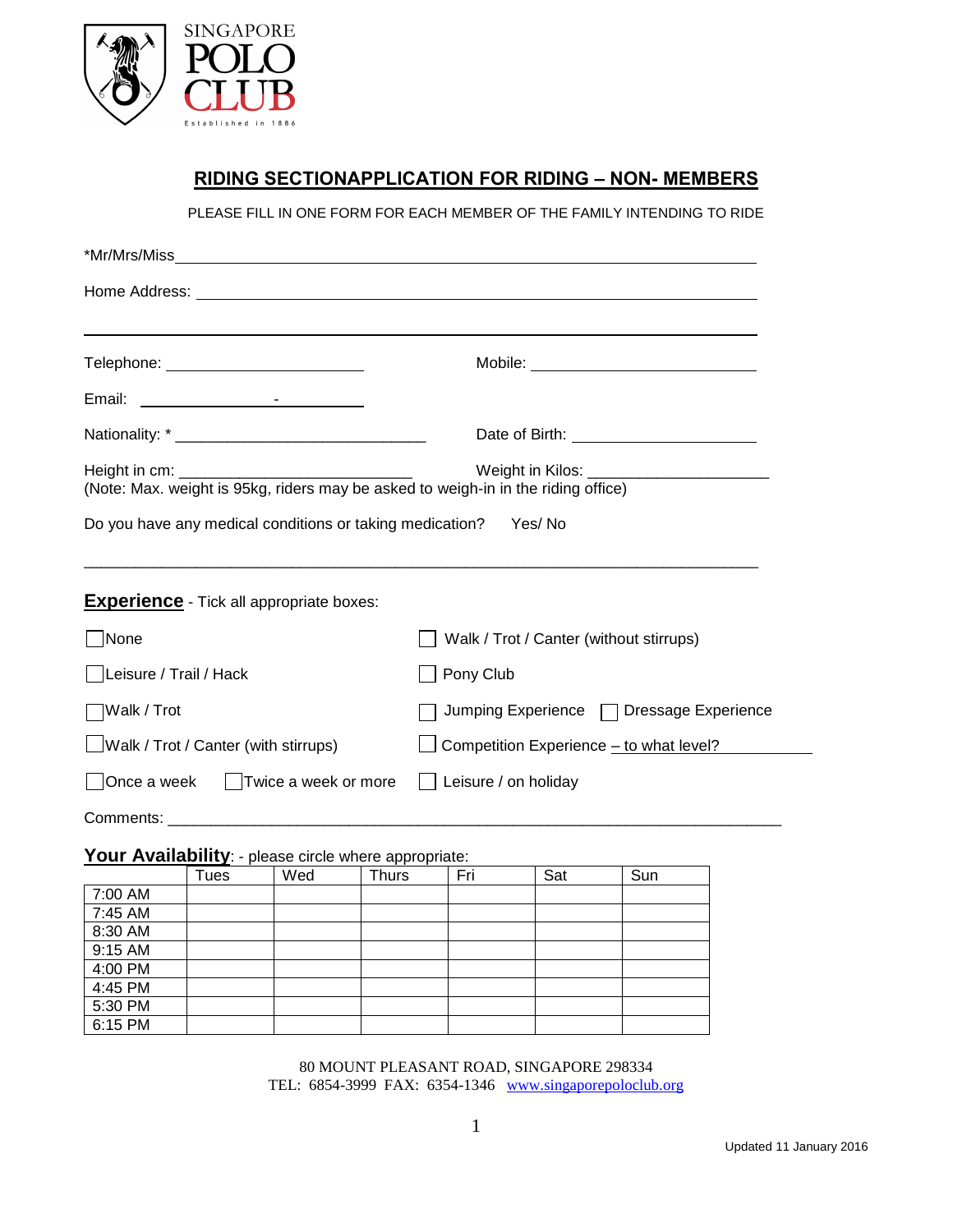SINGAPORE POLO CLUB

Established in 1886

## RIDING SECTIONAPPLICATION FOR RIDING – NON- MEMBERS

PLEASE FILL IN ONE FORM FOR EACH MEMBER OF THE FAMILY INTENDING TO RIDE

*Mr/Mrs/Miss ____________________________________________

Home Address: ____________________________________________

____________________________________________

Telephone: ________________________ Mobile: ________________________

Email: ________________________

Nationality: * ________________________ Date of Birth: ________________________

Height in cm: ________________________ Weight in Kilos: ________________________
(Note: Max. weight is 95kg, riders may be asked to weigh-in in the riding office)

Do you have any medical conditions or taking medication? Yes/ No

____________________________________________

**Experience** - Tick all appropriate boxes:

- ☐ None
- ☐ Walk / Trot / Canter (without stirrups)
- ☐ Leisure / Trail / Hack
- ☐ Pony Club
- ☐ Walk / Trot
- ☐ Jumping Experience ☐ Dressage Experience
- ☐ Walk / Trot / Canter (with stirrups)
- ☐ Competition Experience – to what level? ____________
- ☐ Once a week ☐ Twice a week or more
- ☐ Leisure / on holiday

Comments: ____________________________________________

**Your Availability**: - please circle where appropriate:

| | Tues | Wed | Thurs | Fri | Sat | Sun |
|---|---|---|---|---|---|---|
| 7:00 AM | | | | | | |
| 7:45 AM | | | | | | |
| 8:30 AM | | | | | | |
| 9:15 AM | | | | | | |
| 4:00 PM | | | | | | |
| 4:45 PM | | | | | | |
| 5:30 PM | | | | | | |
| 6:15 PM | | | | | | |

80 MOUNT PLEASANT ROAD, SINGAPORE 298334
TEL: 6854-3999 FAX: 6354-1346 www.singaporepoloclub.org

Updated 11 January 2016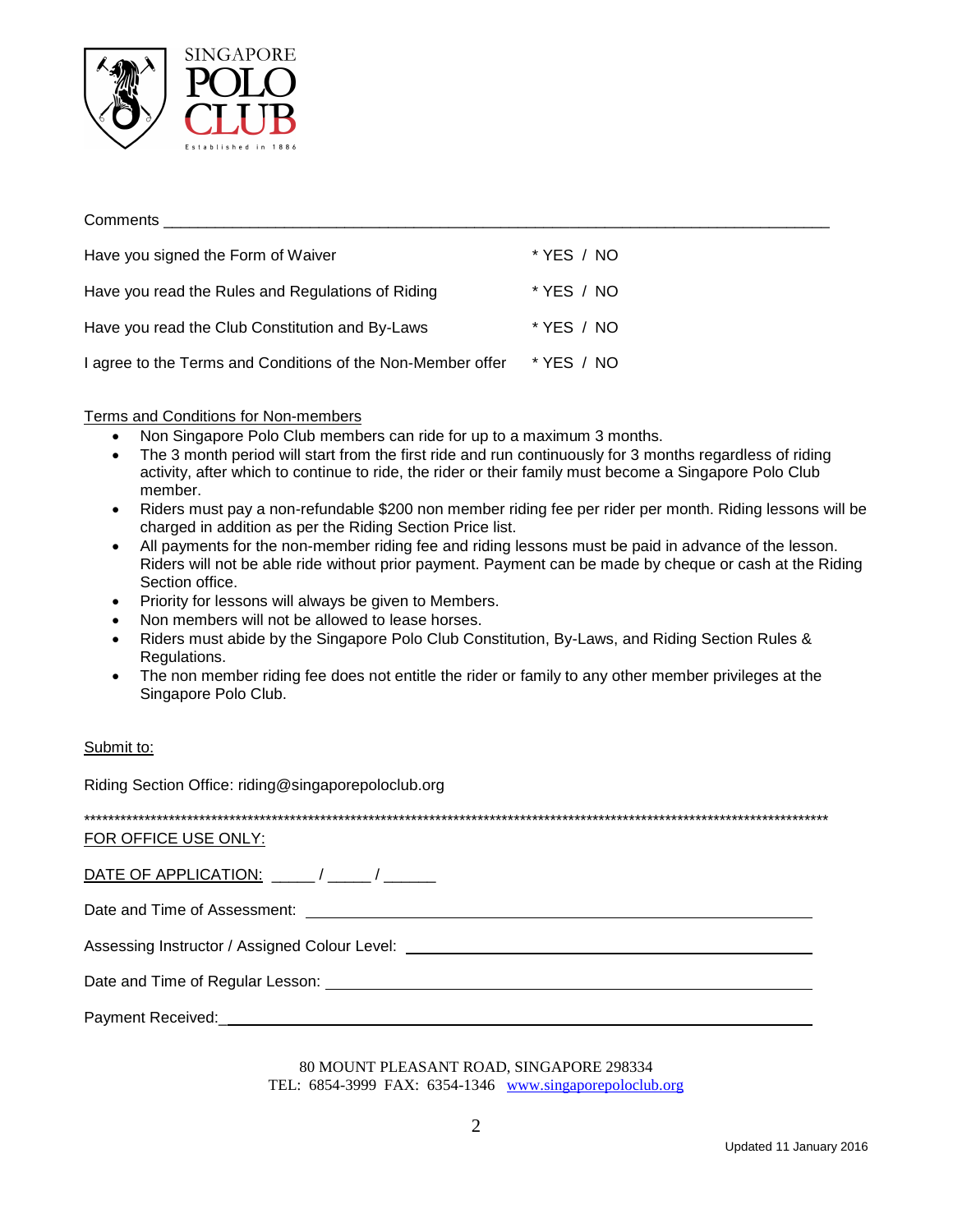SINGAPORE POLO CLUB

Established in 1886

Comments ___________________________________________________________________________

Have you signed the Form of Waiver * YES / NO

Have you read the Rules and Regulations of Riding * YES / NO

Have you read the Club Constitution and By-Laws * YES / NO

I agree to the Terms and Conditions of the Non-Member offer * YES / NO

Terms and Conditions for Non-members

- Non Singapore Polo Club members can ride for up to a maximum 3 months.
- The 3 month period will start from the first ride and run continuously for 3 months regardless of riding activity, after which to continue to ride, the rider or their family must become a Singapore Polo Club member.
- Riders must pay a non-refundable $200 non member riding fee per rider per month. Riding lessons will be charged in addition as per the Riding Section Price list.
- All payments for the non-member riding fee and riding lessons must be paid in advance of the lesson. Riders will not be able ride without prior payment. Payment can be made by cheque or cash at the Riding Section office.
- Priority for lessons will always be given to Members.
- Non members will not be allowed to lease horses.
- Riders must abide by the Singapore Polo Club Constitution, By-Laws, and Riding Section Rules & Regulations.
- The non member riding fee does not entitle the rider or family to any other member privileges at the Singapore Polo Club.

Submit to:

Riding Section Office: riding@singaporepoloclub.org

**************************************************************************************************************************

FOR OFFICE USE ONLY:

DATE OF APPLICATION: _____ / _____ / ______

Date and Time of Assessment: ____________________________________________

Assessing Instructor / Assigned Colour Level: ________________________________

Date and Time of Regular Lesson: ________________________________________

Payment Received: _____________________________________________________

80 MOUNT PLEASANT ROAD, SINGAPORE 298334

TEL: 6854-3999 FAX: 6354-1346 www.singaporepoloclub.org

Updated 11 January 2016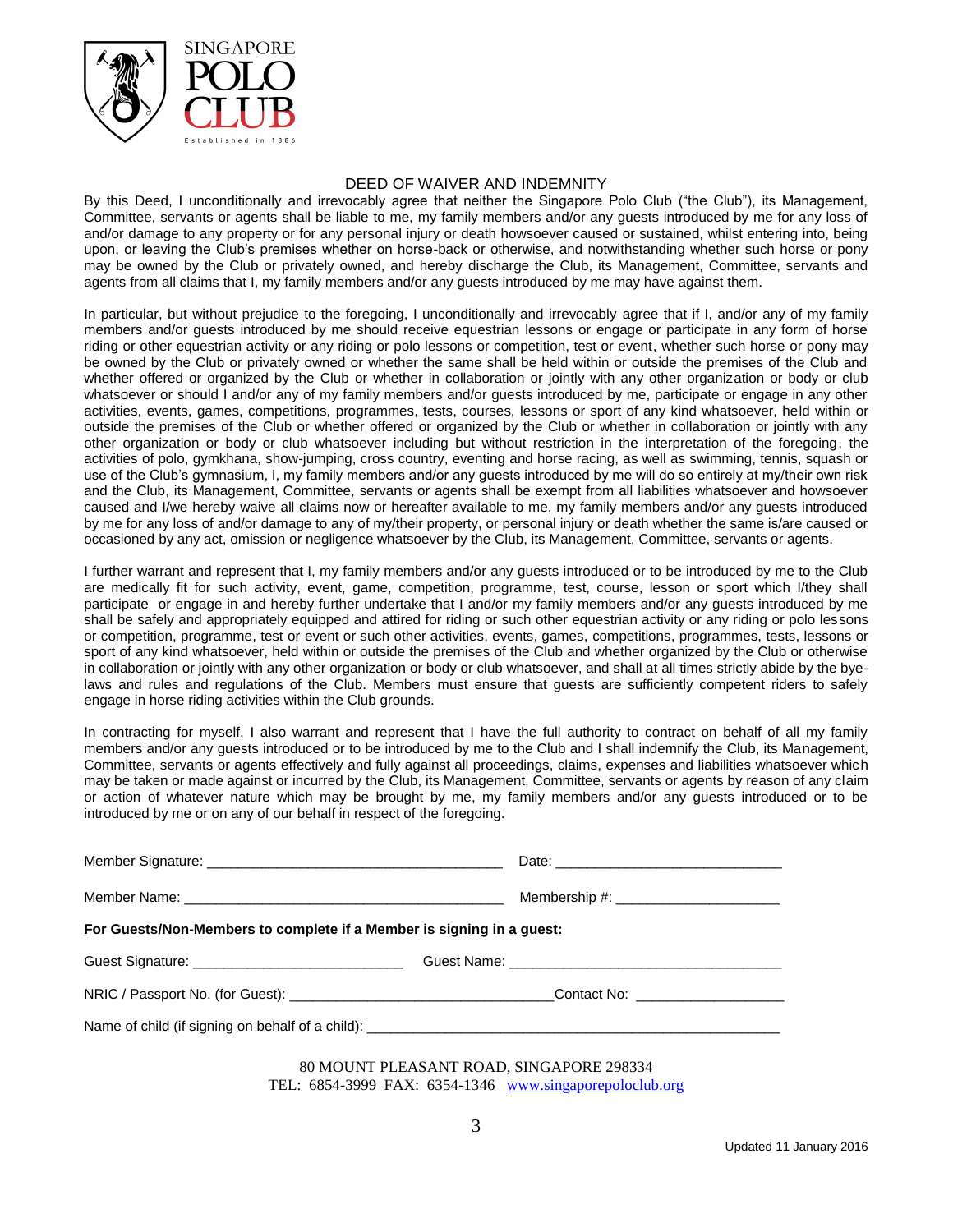SINGAPORE POLO CLUB

Established in 1886

# DEED OF WAIVER AND INDEMNITY

By this Deed, I unconditionally and irrevocably agree that neither the Singapore Polo Club ("the Club"), its Management, Committee, servants or agents shall be liable to me, my family members and/or any guests introduced by me for any loss of and/or damage to any property or for any personal injury or death howsoever caused or sustained, whilst entering into, being upon, or leaving the Club's premises whether on horse-back or otherwise, and notwithstanding whether such horse or pony may be owned by the Club or privately owned, and hereby discharge the Club, its Management, Committee, servants and agents from all claims that I, my family members and/or any guests introduced by me may have against them.

In particular, but without prejudice to the foregoing, I unconditionally and irrevocably agree that if I, and/or any of my family members and/or guests introduced by me should receive equestrian lessons or engage or participate in any form of horse riding or other equestrian activity or any riding or polo lessons or competition, test or event, whether such horse or pony may be owned by the Club or privately owned or whether the same shall be held within or outside the premises of the Club and whether offered or organized by the Club or whether in collaboration or jointly with any other organization or body or club whatsoever or should I and/or any of my family members and/or guests introduced by me, participate or engage in any other activities, events, games, competitions, programmes, tests, courses, lessons or sport of any kind whatsoever, held within or outside the premises of the Club or whether offered or organized by the Club or whether in collaboration or jointly with any other organization or body or club whatsoever including but without restriction in the interpretation of the foregoing, the activities of polo, gymkhana, show-jumping, cross country, eventing and horse racing, as well as swimming, tennis, squash or use of the Club's gymnasium, I, my family members and/or any guests introduced by me will do so entirely at my/their own risk and the Club, its Management, Committee, servants or agents shall be exempt from all liabilities whatsoever and howsoever caused and I/we hereby waive all claims now or hereafter available to me, my family members and/or any guests introduced by me for any loss of and/or damage to any of my/their property, or personal injury or death whether the same is/are caused or occasioned by any act, omission or negligence whatsoever by the Club, its Management, Committee, servants or agents.

I further warrant and represent that I, my family members and/or any guests introduced or to be introduced by me to the Club are medically fit for such activity, event, game, competition, programme, test, course, lesson or sport which I/they shall participate or engage in and hereby further undertake that I and/or my family members and/or any guests introduced by me shall be safely and appropriately equipped and attired for riding or such other equestrian activity or any riding or polo lessons or competition, programme, test or event or such other activities, events, games, competitions, programmes, tests, lessons or sport of any kind whatsoever, held within or outside the premises of the Club and whether organized by the Club or otherwise in collaboration or jointly with any other organization or body or club whatsoever, and shall at all times strictly abide by the bye-laws and rules and regulations of the Club. Members must ensure that guests are sufficiently competent riders to safely engage in horse riding activities within the Club grounds.

In contracting for myself, I also warrant and represent that I have the full authority to contract on behalf of all my family members and/or any guests introduced or to be introduced by me to the Club and I shall indemnify the Club, its Management, Committee, servants or agents effectively and fully against all proceedings, claims, expenses and liabilities whatsoever which may be taken or made against or incurred by the Club, its Management, Committee, servants or agents by reason of any claim or action of whatever nature which may be brought by me, my family members and/or any guests introduced or to be introduced by me or on any of our behalf in respect of the foregoing.

Member Signature: ____________________________________ Date: ____________________________

Member Name: ________________________________________ Membership #: ____________________

**For Guests/Non-Members to complete if a Member is signing in a guest:**

Guest Signature: __________________________ Guest Name: __________________________________

NRIC / Passport No. (for Guest): ________________________________Contact No: __________________

Name of child (if signing on behalf of a child): ______________________________________________________

80 MOUNT PLEASANT ROAD, SINGAPORE 298334
TEL: 6854-3999 FAX: 6354-1346 www.singaporepoloclub.org

Updated 11 January 2016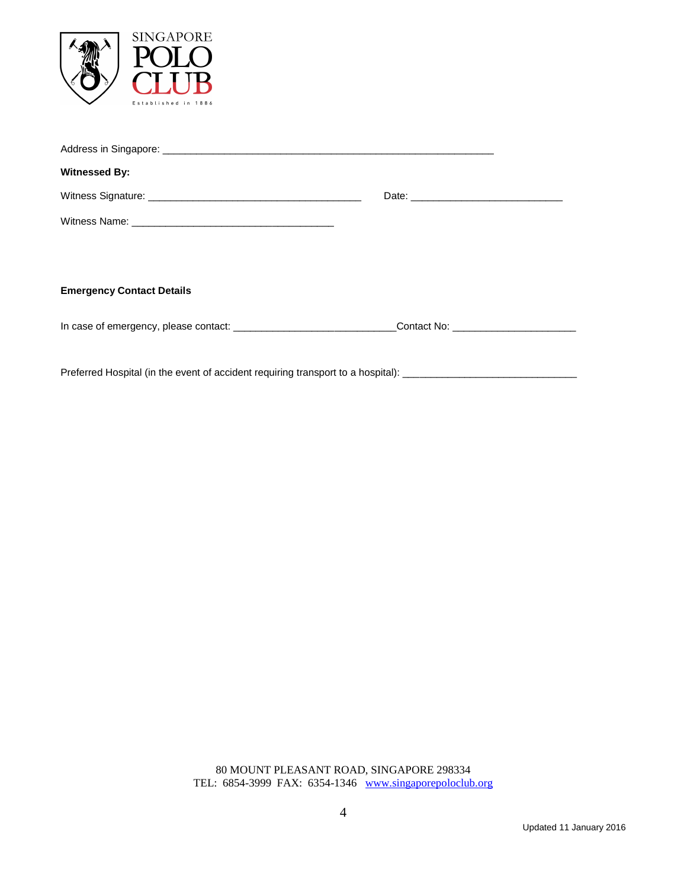SINGAPORE POLO CLUB

Established in 1886

Address in Singapore: ____________________________________________________________

**Witnessed By:**

Witness Signature: ______________________________________ Date: ___________________________

Witness Name: ____________________________________

**Emergency Contact Details**

In case of emergency, please contact: _____________________________Contact No: ______________________

Preferred Hospital (in the event of accident requiring transport to a hospital): _______________________________

80 MOUNT PLEASANT ROAD, SINGAPORE 298334
TEL: 6854-3999 FAX: 6354-1346 www.singaporepoloclub.org

Updated 11 January 2016